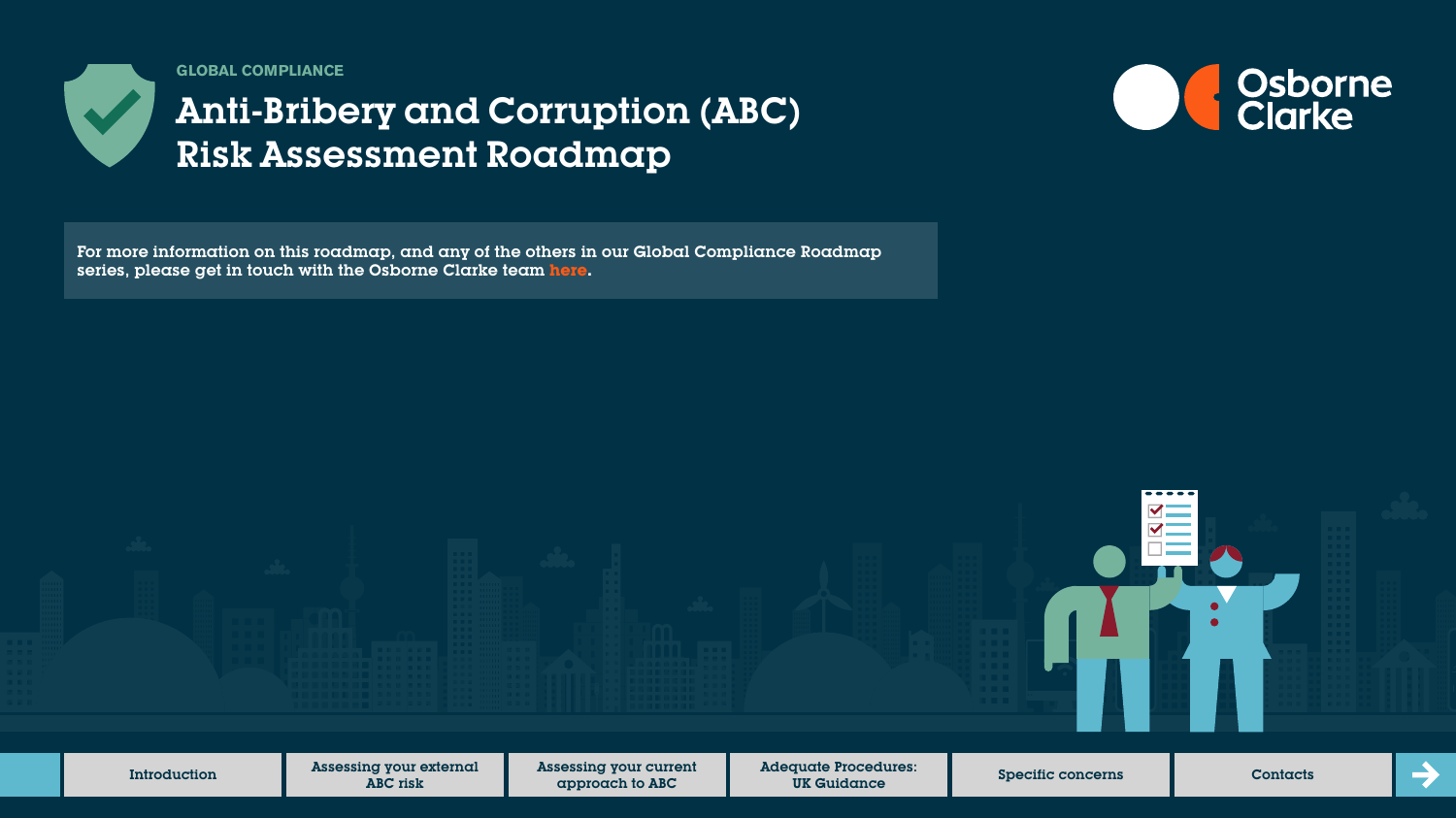GLOBAL COMPLIANCE

# Anti-Bribery and Corruption (ABC) Risk Assessment Roadmap

Osborne Clarke

For more information on this roadmap, and any of the others in our Global Compliance Roadmap series, please get in touch with the Osborne Clarke team here.

Introduction | Assessing your external ABC risk | Assessing your current approach to ABC | Adequate Procedures: UK Guidance | Specific concerns | Contacts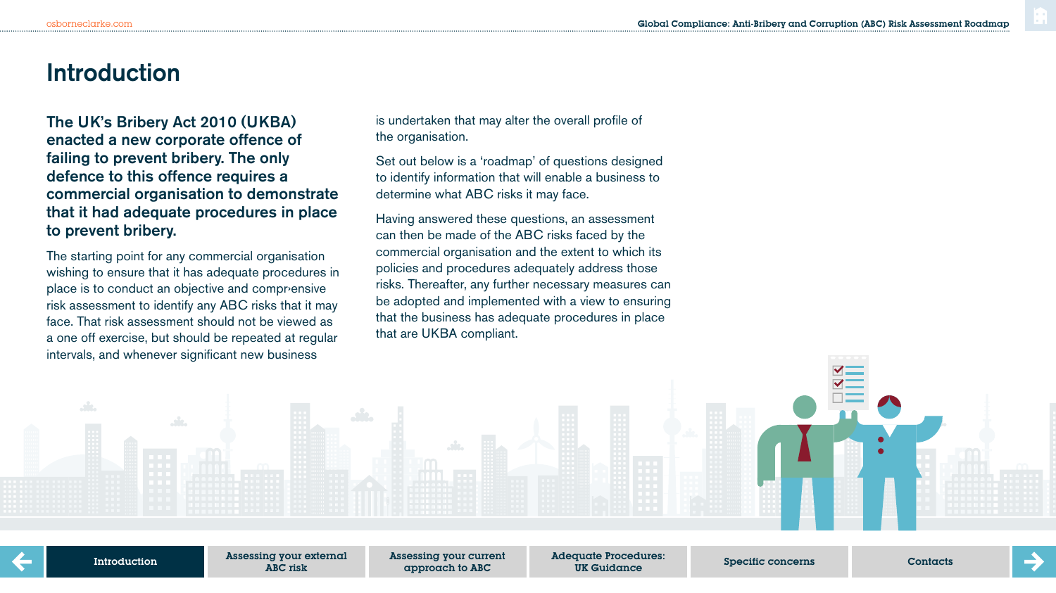# Introduction

**The UK's Bribery Act 2010 (UKBA) enacted a new corporate offence of failing to prevent bribery. The only defence to this offence requires a commercial organisation to demonstrate that it had adequate procedures in place to prevent bribery.**

The starting point for any commercial organisation wishing to ensure that it has adequate procedures in place is to conduct an objective and comprehensive risk assessment to identify any ABC risks that it may face. That risk assessment should not be viewed as a one off exercise, but should be repeated at regular intervals, and whenever significant new business is undertaken that may alter the overall profile of the organisation.

Set out below is a 'roadmap' of questions designed to identify information that will enable a business to determine what ABC risks it may face.

Having answered these questions, an assessment can then be made of the ABC risks faced by the commercial organisation and the extent to which its policies and procedures adequately address those risks. Thereafter, any further necessary measures can be adopted and implemented with a view to ensuring that the business has adequate procedures in place that are UKBA compliant.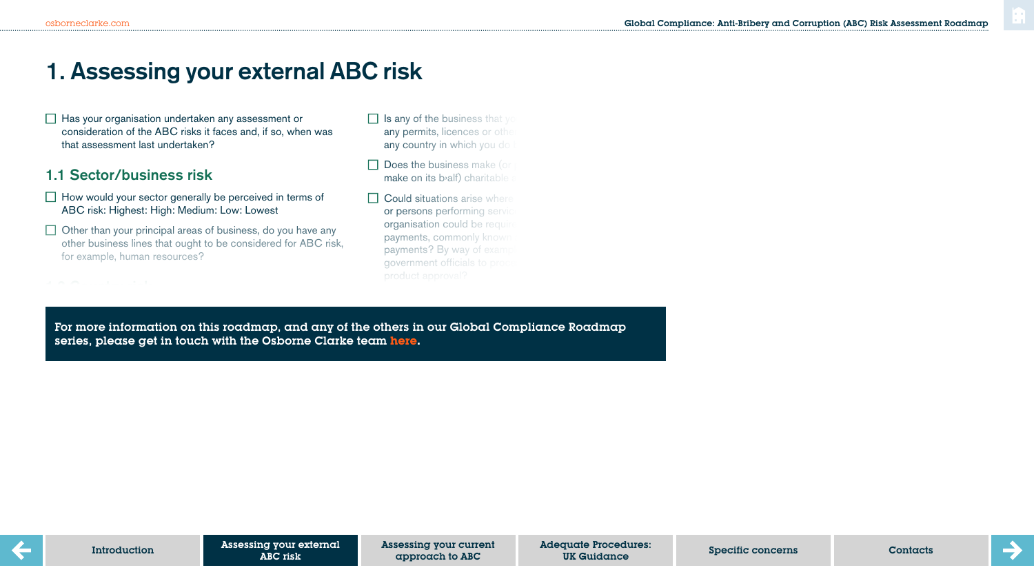# 1. Assessing your external ABC risk

- [ ] Has your organisation undertaken any assessment or consideration of the ABC risks it faces and, if so, when was that assessment last undertaken?

## 1.1 Sector/business risk

- [ ] How would your sector generally be perceived in terms of ABC risk: Highest: High: Medium: Low: Lowest
- [ ] Other than your principal areas of business, do you have any other business lines that ought to be considered for ABC risk, for example, human resources?

- [ ] Is any of the business that y… any permits, licences or oth… any country in which you do…
- [ ] Does the business make (or… make on its b›alf) charitable…
- [ ] Could situations arise where… or persons performing servic… organisation could be requir… payments, commonly known… payments? By way of examp… government officials to proc… product approval?

**For more information on this roadmap, and any of the others in our Global Compliance Roadmap series, please get in touch with the Osborne Clarke team here.**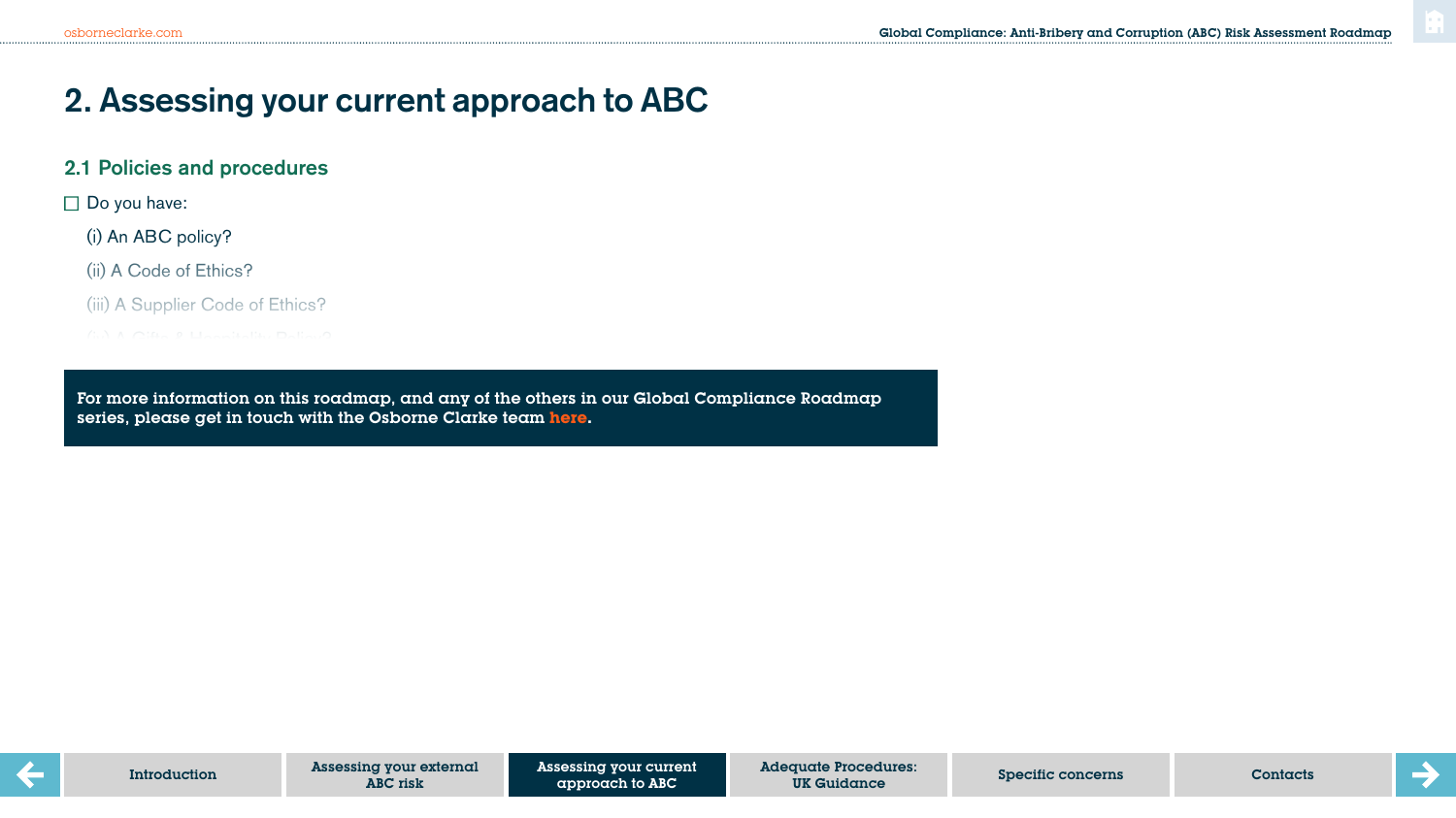# 2. Assessing your current approach to ABC

## 2.1 Policies and procedures

☐ Do you have:

(i) An ABC policy?

(ii) A Code of Ethics?

(iii) A Supplier Code of Ethics?

**For more information on this roadmap, and any of the others in our Global Compliance Roadmap series, please get in touch with the Osborne Clarke team here.**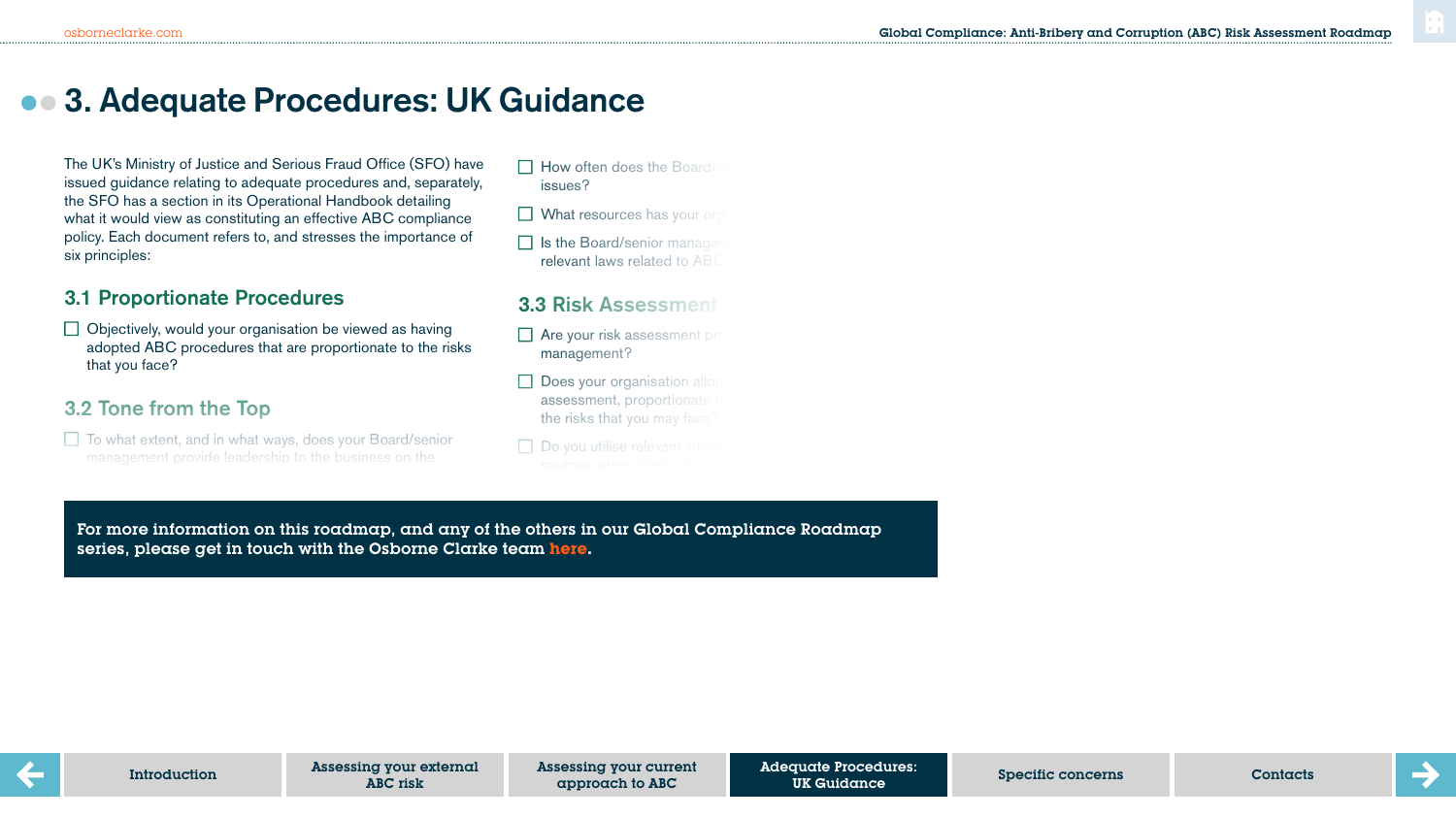# 3. Adequate Procedures: UK Guidance

The UK's Ministry of Justice and Serious Fraud Office (SFO) have issued guidance relating to adequate procedures and, separately, the SFO has a section in its Operational Handbook detailing what it would view as constituting an effective ABC compliance policy. Each document refers to, and stresses the importance of six principles:

## 3.1 Proportionate Procedures

- ☐ Objectively, would your organisation be viewed as having adopted ABC procedures that are proportionate to the risks that you face?

## 3.2 Tone from the Top

- ☐ To what extent, and in what ways, does your Board/senior management provide leadership to the business on the

- ☐ How often does the Board/s issues?
- ☐ What resources has your org
- ☐ Is the Board/senior managem relevant laws related to ABC

## 3.3 Risk Assessment

- ☐ Are your risk assessment pro management?
- ☐ Does your organisation allo assessment, proportionate t the risks that you may face?
- ☐ Do you utilise relevant intern sources when conducting

**For more information on this roadmap, and any of the others in our Global Compliance Roadmap series, please get in touch with the Osborne Clarke team here.**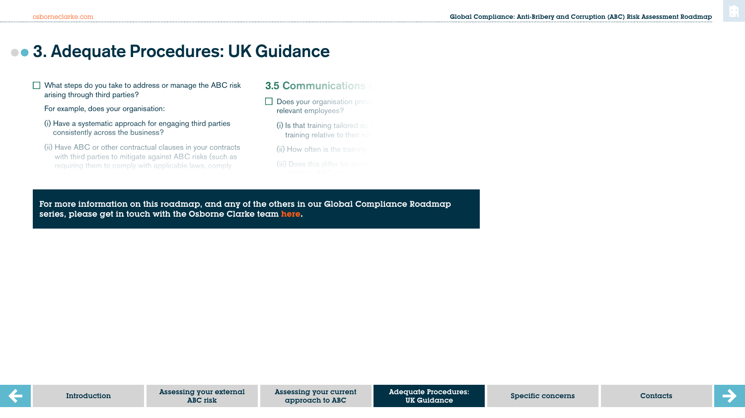# 3. Adequate Procedures: UK Guidance

☐ What steps do you take to address or manage the ABC risk arising through third parties?

For example, does your organisation:

(i) Have a systematic approach for engaging third parties consistently across the business?

(ii) Have ABC or other contractual clauses in your contracts with third parties to mitigate against ABC risks (such as requiring them to comply with applicable laws, comply

## 3.5 Communications

☐ Does your organisation prov relevant employees?

(i) Is that training tailored so training relative to their rol

(ii) How often is the training

(iii) Does this differ for pers

**For more information on this roadmap, and any of the others in our Global Compliance Roadmap series, please get in touch with the Osborne Clarke team here.**

Introduction | Assessing your external ABC risk | Assessing your current approach to ABC | Adequate Procedures: UK Guidance | Specific concerns | Contacts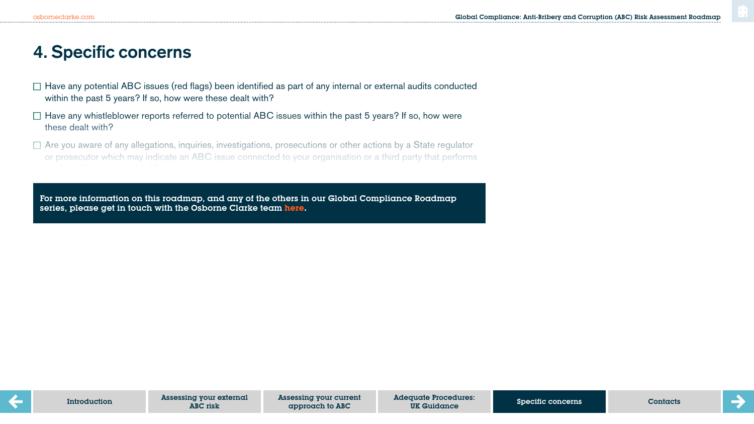# 4. Specific concerns

- ☐ Have any potential ABC issues (red flags) been identified as part of any internal or external audits conducted within the past 5 years? If so, how were these dealt with?
- ☐ Have any whistleblower reports referred to potential ABC issues within the past 5 years? If so, how were these dealt with?
- ☐ Are you aware of any allegations, inquiries, investigations, prosecutions or other actions by a State regulator or prosecutor which may indicate an ABC issue connected to your organisation or a third party that performs

**For more information on this roadmap, and any of the others in our Global Compliance Roadmap series, please get in touch with the Osborne Clarke team here.**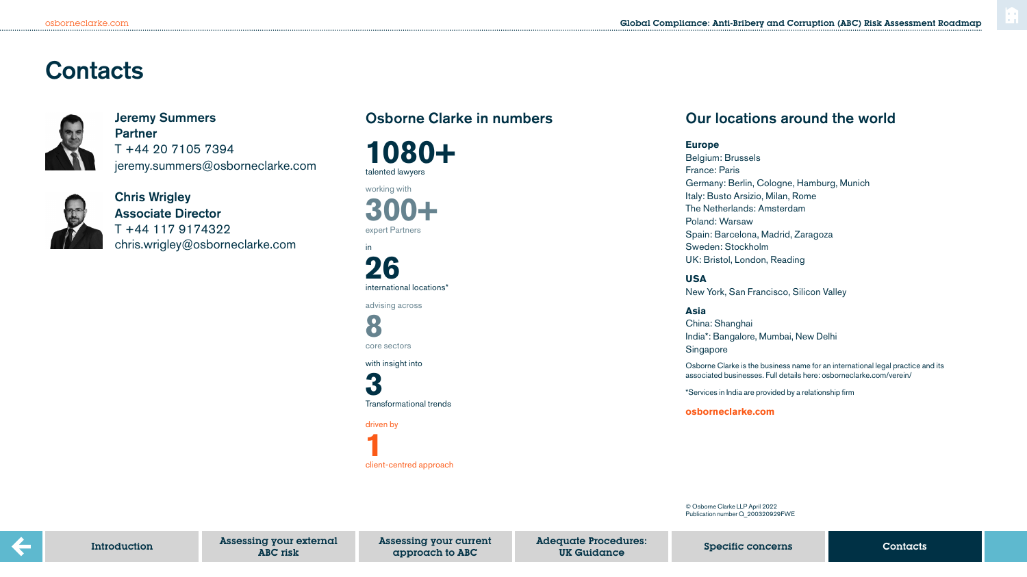# Contacts

**Jeremy Summers**
**Partner**
T +44 20 7105 7394
jeremy.summers@osborneclarke.com

**Chris Wrigley**
**Associate Director**
T +44 117 9174322
chris.wrigley@osborneclarke.com

## Osborne Clarke in numbers

**1080+**
talented lawyers

working with

**300+**
expert Partners

in

**26**
international locations*

advising across

**8**
core sectors

with insight into

**3**
Transformational trends

driven by

**1**
client-centred approach

## Our locations around the world

**Europe**
Belgium: Brussels
France: Paris
Germany: Berlin, Cologne, Hamburg, Munich
Italy: Busto Arsizio, Milan, Rome
The Netherlands: Amsterdam
Poland: Warsaw
Spain: Barcelona, Madrid, Zaragoza
Sweden: Stockholm
UK: Bristol, London, Reading

**USA**
New York, San Francisco, Silicon Valley

**Asia**
China: Shanghai
India*: Bangalore, Mumbai, New Delhi
Singapore

Osborne Clarke is the business name for an international legal practice and its associated businesses. Full details here: osborneclarke.com/verein/

*Services in India are provided by a relationship firm

**osborneclarke.com**

© Osborne Clarke LLP April 2022
Publication number Q_200320929FWE